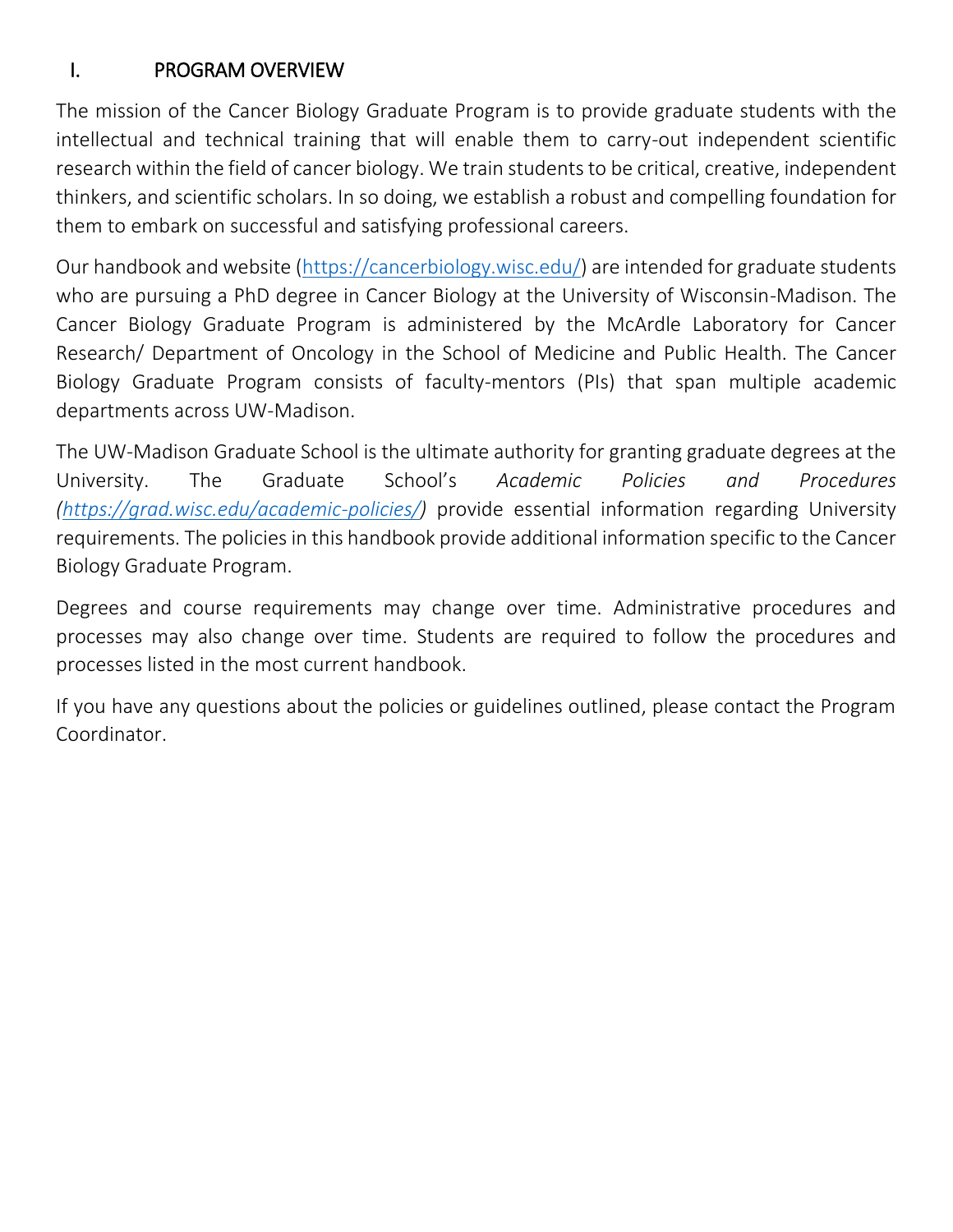## I. PROGRAM OVERVIEW

The mission of the Cancer Biology Graduate Program is to provide graduate students with the intellectual and technical training that will enable them to carry-out independent scientific research within the field of cancer biology. We train students to be critical, creative, independent thinkers, and scientific scholars. In so doing, we establish a robust and compelling foundation for them to embark on successful and satisfying professional careers.

Our handbook and website (https://cancerbiology.wisc.edu/) are intended for graduate students who are pursuing a PhD degree in Cancer Biology at the University of Wisconsin-Madison. The Cancer Biology Graduate Program is administered by the McArdle Laboratory for Cancer Research/ Department of Oncology in the School of Medicine and Public Health. The Cancer Biology Graduate Program consists of faculty-mentors (PIs) that span multiple academic departments across UW-Madison.

The UW-Madison Graduate School is the ultimate authority for granting graduate degrees at the University. The Graduate School's *Academic Policies and Procedures (https://grad.wisc.edu/academic-policies/)* provide essential information regarding University requirements. The policies in this handbook provide additional information specific to the Cancer Biology Graduate Program.

Degrees and course requirements may change over time. Administrative procedures and processes may also change over time. Students are required to follow the procedures and processes listed in the most current handbook.

If you have any questions about the policies or guidelines outlined, please contact the Program Coordinator.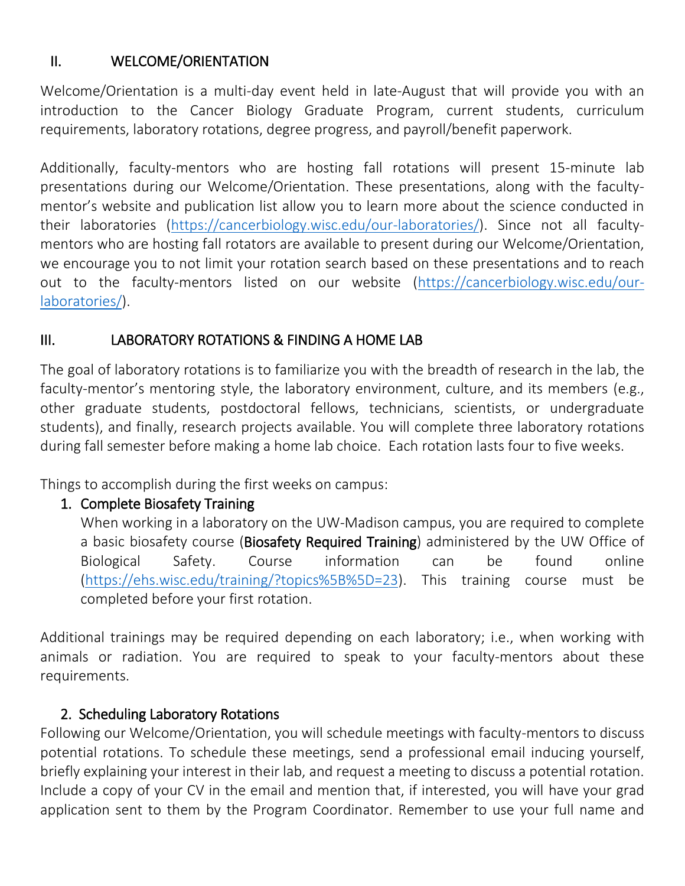## II. WELCOME/ORIENTATION

Welcome/Orientation is a multi-day event held in late-August that will provide you with an introduction to the Cancer Biology Graduate Program, current students, curriculum requirements, laboratory rotations, degree progress, and payroll/benefit paperwork.

Additionally, faculty-mentors who are hosting fall rotations will present 15-minute lab presentations during our Welcome/Orientation. These presentations, along with the faculty-mentor's website and publication list allow you to learn more about the science conducted in their laboratories (https://cancerbiology.wisc.edu/our-laboratories/). Since not all faculty-mentors who are hosting fall rotators are available to present during our Welcome/Orientation, we encourage you to not limit your rotation search based on these presentations and to reach out to the faculty-mentors listed on our website (https://cancerbiology.wisc.edu/our-laboratories/).

## III. LABORATORY ROTATIONS & FINDING A HOME LAB

The goal of laboratory rotations is to familiarize you with the breadth of research in the lab, the faculty-mentor's mentoring style, the laboratory environment, culture, and its members (e.g., other graduate students, postdoctoral fellows, technicians, scientists, or undergraduate students), and finally, research projects available. You will complete three laboratory rotations during fall semester before making a home lab choice. Each rotation lasts four to five weeks.

Things to accomplish during the first weeks on campus:

1. **Complete Biosafety Training**

   When working in a laboratory on the UW-Madison campus, you are required to complete a basic biosafety course (**Biosafety Required Training**) administered by the UW Office of Biological Safety. Course information can be found online (https://ehs.wisc.edu/training/?topics%5B%5D=23). This training course must be completed before your first rotation.

Additional trainings may be required depending on each laboratory; i.e., when working with animals or radiation. You are required to speak to your faculty-mentors about these requirements.

2. **Scheduling Laboratory Rotations**

Following our Welcome/Orientation, you will schedule meetings with faculty-mentors to discuss potential rotations. To schedule these meetings, send a professional email inducing yourself, briefly explaining your interest in their lab, and request a meeting to discuss a potential rotation. Include a copy of your CV in the email and mention that, if interested, you will have your grad application sent to them by the Program Coordinator. Remember to use your full name and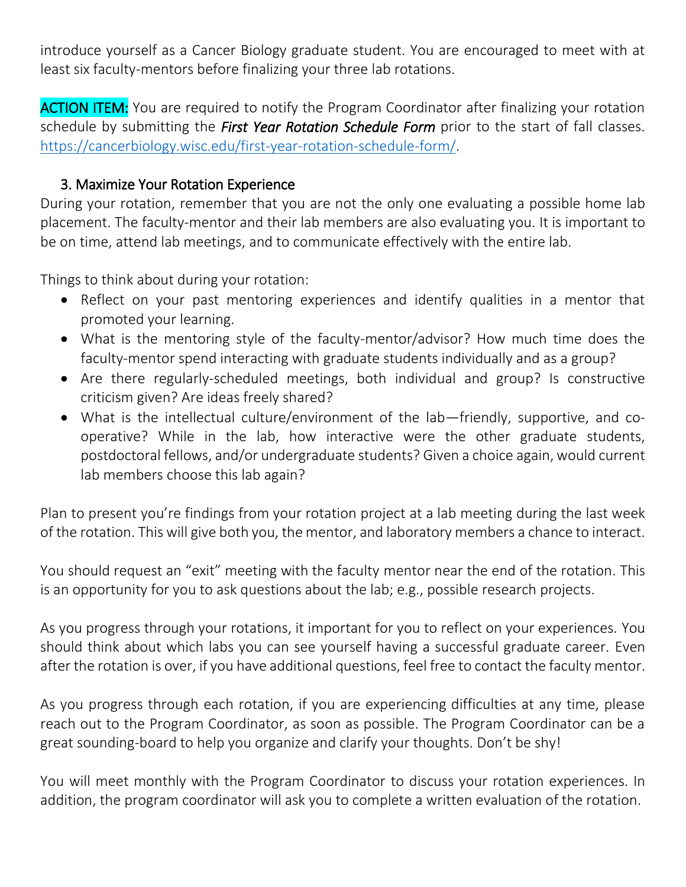introduce yourself as a Cancer Biology graduate student. You are encouraged to meet with at least six faculty-mentors before finalizing your three lab rotations.

ACTION ITEM: You are required to notify the Program Coordinator after finalizing your rotation schedule by submitting the ***First Year Rotation Schedule Form*** prior to the start of fall classes. https://cancerbiology.wisc.edu/first-year-rotation-schedule-form/.

### 3. Maximize Your Rotation Experience

During your rotation, remember that you are not the only one evaluating a possible home lab placement. The faculty-mentor and their lab members are also evaluating you. It is important to be on time, attend lab meetings, and to communicate effectively with the entire lab.

Things to think about during your rotation:

- Reflect on your past mentoring experiences and identify qualities in a mentor that promoted your learning.
- What is the mentoring style of the faculty-mentor/advisor? How much time does the faculty-mentor spend interacting with graduate students individually and as a group?
- Are there regularly-scheduled meetings, both individual and group? Is constructive criticism given? Are ideas freely shared?
- What is the intellectual culture/environment of the lab—friendly, supportive, and co-operative? While in the lab, how interactive were the other graduate students, postdoctoral fellows, and/or undergraduate students? Given a choice again, would current lab members choose this lab again?

Plan to present you're findings from your rotation project at a lab meeting during the last week of the rotation. This will give both you, the mentor, and laboratory members a chance to interact.

You should request an "exit" meeting with the faculty mentor near the end of the rotation. This is an opportunity for you to ask questions about the lab; e.g., possible research projects.

As you progress through your rotations, it important for you to reflect on your experiences. You should think about which labs you can see yourself having a successful graduate career. Even after the rotation is over, if you have additional questions, feel free to contact the faculty mentor.

As you progress through each rotation, if you are experiencing difficulties at any time, please reach out to the Program Coordinator, as soon as possible. The Program Coordinator can be a great sounding-board to help you organize and clarify your thoughts. Don't be shy!

You will meet monthly with the Program Coordinator to discuss your rotation experiences. In addition, the program coordinator will ask you to complete a written evaluation of the rotation.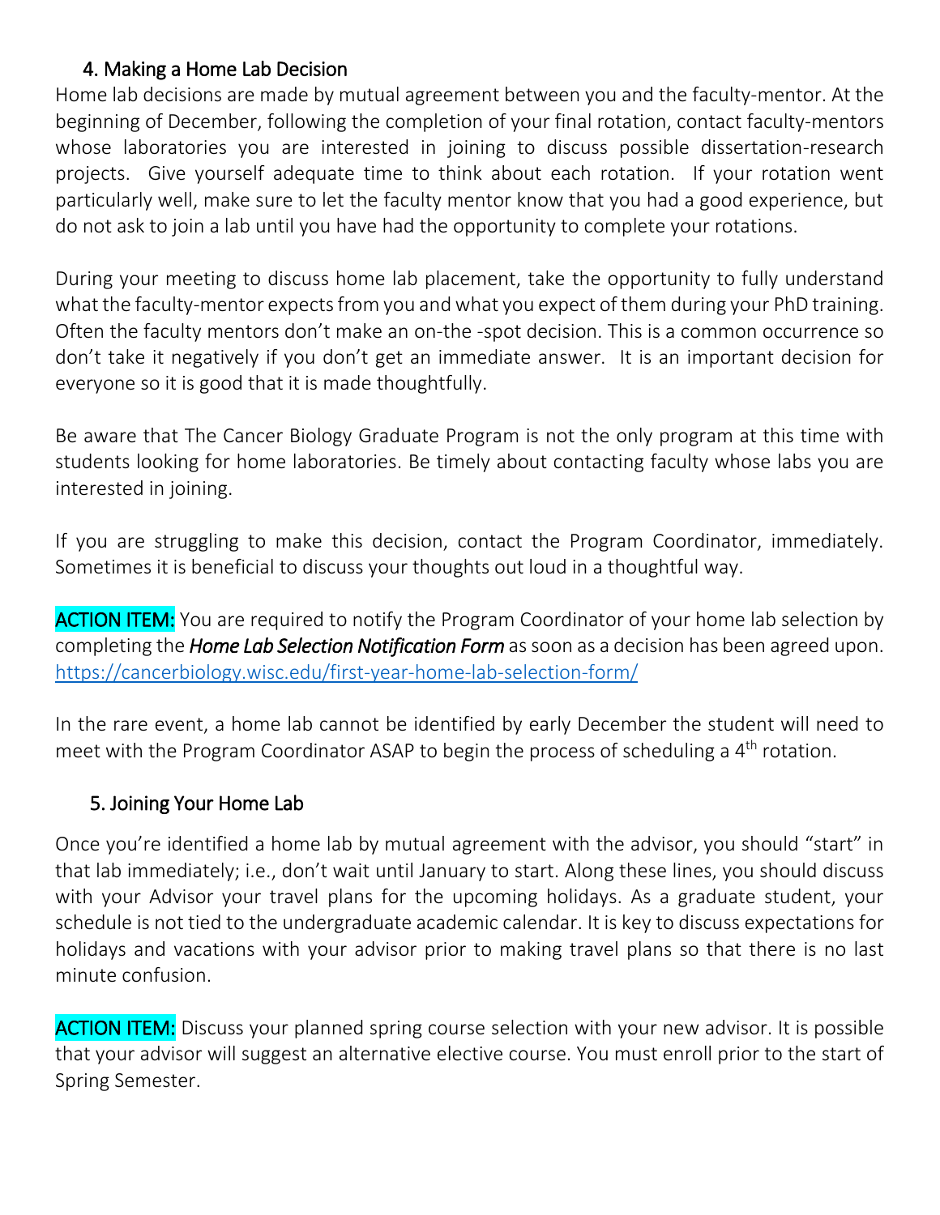### 4. Making a Home Lab Decision

Home lab decisions are made by mutual agreement between you and the faculty-mentor. At the beginning of December, following the completion of your final rotation, contact faculty-mentors whose laboratories you are interested in joining to discuss possible dissertation-research projects. Give yourself adequate time to think about each rotation. If your rotation went particularly well, make sure to let the faculty mentor know that you had a good experience, but do not ask to join a lab until you have had the opportunity to complete your rotations.

During your meeting to discuss home lab placement, take the opportunity to fully understand what the faculty-mentor expects from you and what you expect of them during your PhD training. Often the faculty mentors don't make an on-the -spot decision. This is a common occurrence so don't take it negatively if you don't get an immediate answer. It is an important decision for everyone so it is good that it is made thoughtfully.

Be aware that The Cancer Biology Graduate Program is not the only program at this time with students looking for home laboratories. Be timely about contacting faculty whose labs you are interested in joining.

If you are struggling to make this decision, contact the Program Coordinator, immediately. Sometimes it is beneficial to discuss your thoughts out loud in a thoughtful way.

**ACTION ITEM:** You are required to notify the Program Coordinator of your home lab selection by completing the ***Home Lab Selection Notification Form*** as soon as a decision has been agreed upon. https://cancerbiology.wisc.edu/first-year-home-lab-selection-form/

In the rare event, a home lab cannot be identified by early December the student will need to meet with the Program Coordinator ASAP to begin the process of scheduling a 4th rotation.

### 5. Joining Your Home Lab

Once you're identified a home lab by mutual agreement with the advisor, you should "start" in that lab immediately; i.e., don't wait until January to start. Along these lines, you should discuss with your Advisor your travel plans for the upcoming holidays. As a graduate student, your schedule is not tied to the undergraduate academic calendar. It is key to discuss expectations for holidays and vacations with your advisor prior to making travel plans so that there is no last minute confusion.

**ACTION ITEM:** Discuss your planned spring course selection with your new advisor. It is possible that your advisor will suggest an alternative elective course. You must enroll prior to the start of Spring Semester.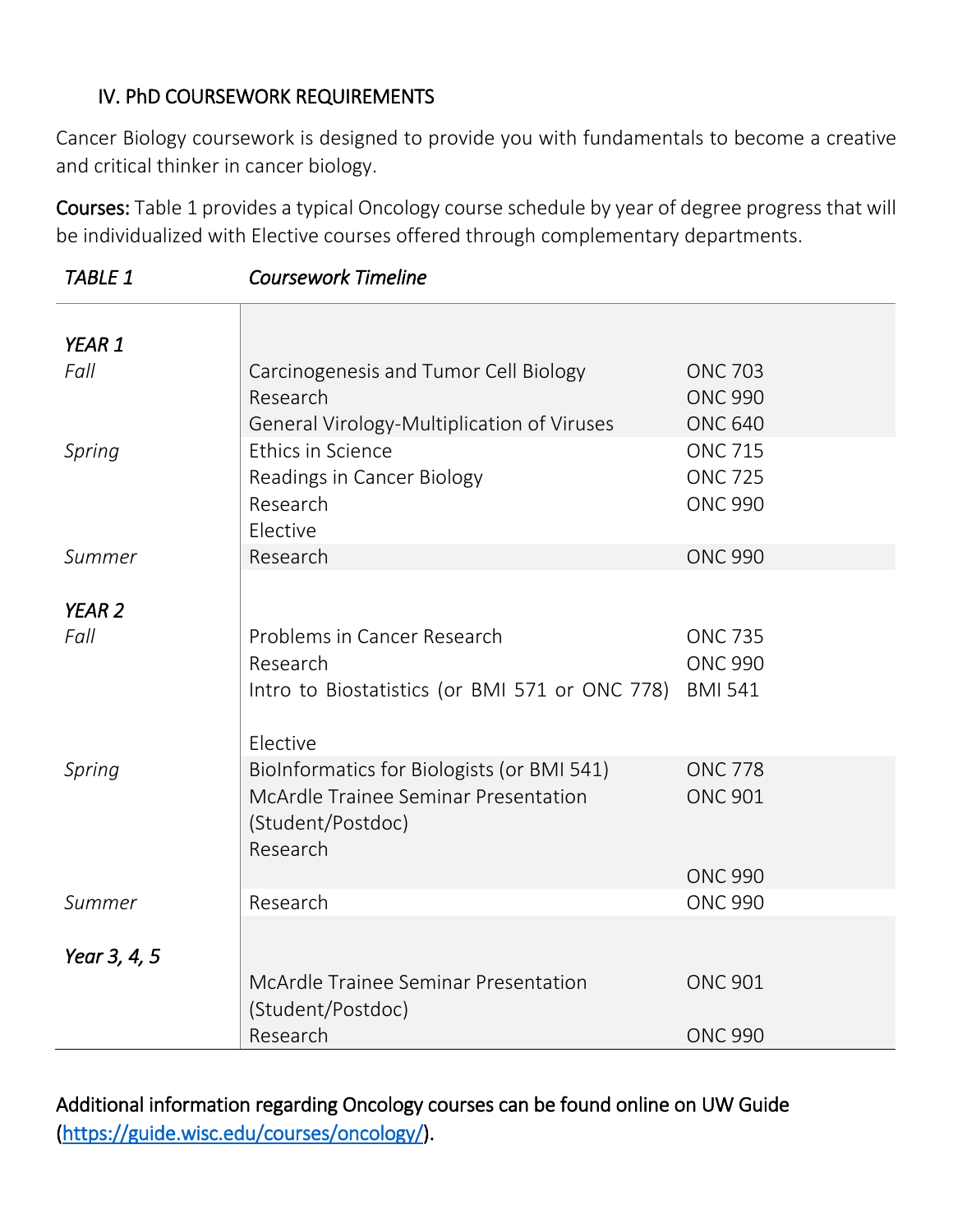## IV. PhD COURSEWORK REQUIREMENTS

Cancer Biology coursework is designed to provide you with fundamentals to become a creative and critical thinker in cancer biology.

**Courses:** Table 1 provides a typical Oncology course schedule by year of degree progress that will be individualized with Elective courses offered through complementary departments.

| *TABLE 1* | *Coursework Timeline* | |
|---|---|---|
| ***YEAR 1*** | | |
| *Fall* | Carcinogenesis and Tumor Cell Biology | ONC 703 |
| | Research | ONC 990 |
| | General Virology-Multiplication of Viruses | ONC 640 |
| *Spring* | Ethics in Science | ONC 715 |
| | Readings in Cancer Biology | ONC 725 |
| | Research | ONC 990 |
| | Elective | |
| *Summer* | Research | ONC 990 |
| ***YEAR 2*** | | |
| *Fall* | Problems in Cancer Research | ONC 735 |
| | Research | ONC 990 |
| | Intro to Biostatistics (or BMI 571 or ONC 778) | BMI 541 |
| | Elective | |
| *Spring* | BioInformatics for Biologists (or BMI 541) | ONC 778 |
| | McArdle Trainee Seminar Presentation (Student/Postdoc) | ONC 901 |
| | Research | ONC 990 |
| *Summer* | Research | ONC 990 |
| ***Year 3, 4, 5*** | | |
| | McArdle Trainee Seminar Presentation (Student/Postdoc) | ONC 901 |
| | Research | ONC 990 |

Additional information regarding Oncology courses can be found online on UW Guide (https://guide.wisc.edu/courses/oncology/).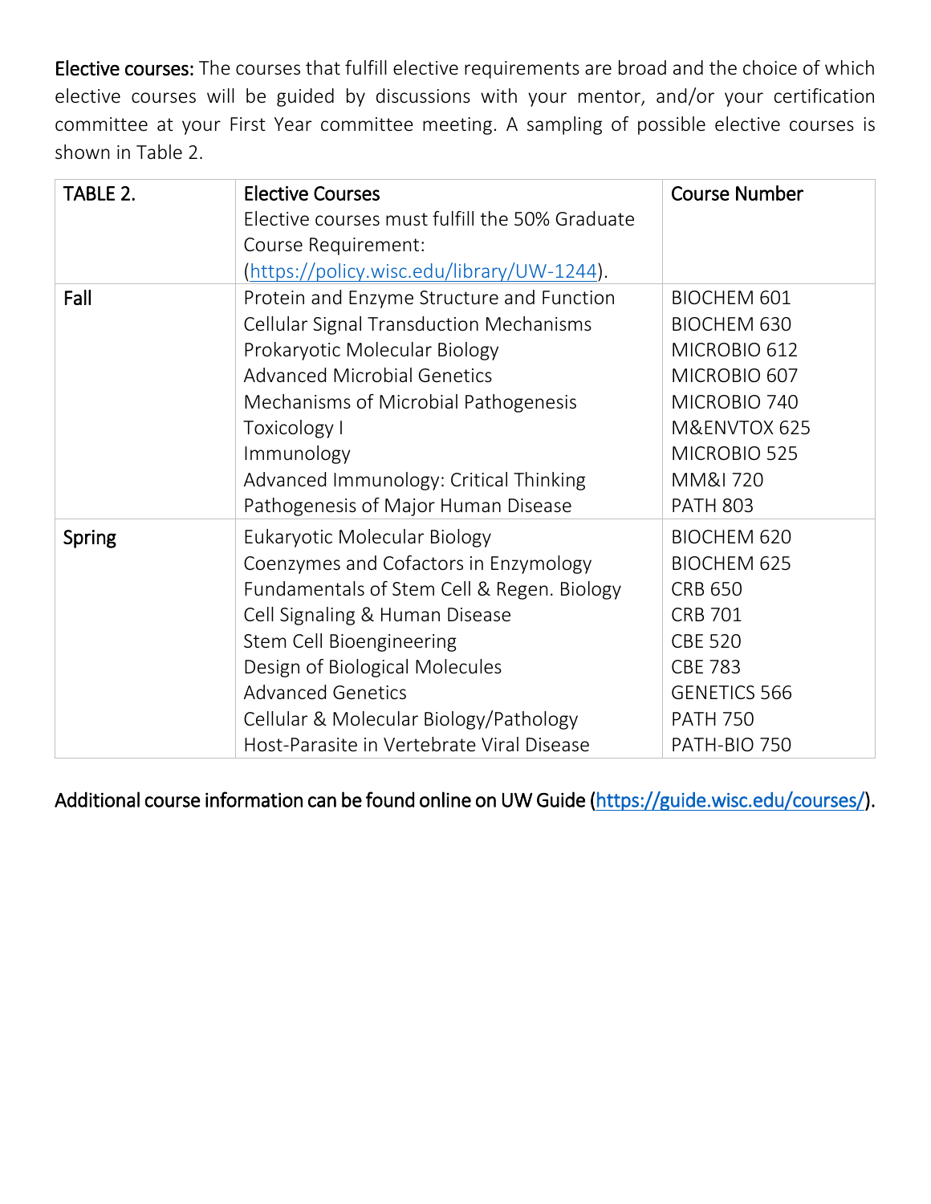**Elective courses:** The courses that fulfill elective requirements are broad and the choice of which elective courses will be guided by discussions with your mentor, and/or your certification committee at your First Year committee meeting. A sampling of possible elective courses is shown in Table 2.

| TABLE 2. | Elective Courses<br>Elective courses must fulfill the 50% Graduate Course Requirement: (https://policy.wisc.edu/library/UW-1244). | Course Number |
|---|---|---|
| Fall | Protein and Enzyme Structure and Function | BIOCHEM 601 |
| | Cellular Signal Transduction Mechanisms | BIOCHEM 630 |
| | Prokaryotic Molecular Biology | MICROBIO 612 |
| | Advanced Microbial Genetics | MICROBIO 607 |
| | Mechanisms of Microbial Pathogenesis | MICROBIO 740 |
| | Toxicology I | M&ENVTOX 625 |
| | Immunology | MICROBIO 525 |
| | Advanced Immunology: Critical Thinking | MM&I 720 |
| | Pathogenesis of Major Human Disease | PATH 803 |
| Spring | Eukaryotic Molecular Biology | BIOCHEM 620 |
| | Coenzymes and Cofactors in Enzymology | BIOCHEM 625 |
| | Fundamentals of Stem Cell & Regen. Biology | CRB 650 |
| | Cell Signaling & Human Disease | CRB 701 |
| | Stem Cell Bioengineering | CBE 520 |
| | Design of Biological Molecules | CBE 783 |
| | Advanced Genetics | GENETICS 566 |
| | Cellular & Molecular Biology/Pathology | PATH 750 |
| | Host-Parasite in Vertebrate Viral Disease | PATH-BIO 750 |

Additional course information can be found online on UW Guide (https://guide.wisc.edu/courses/).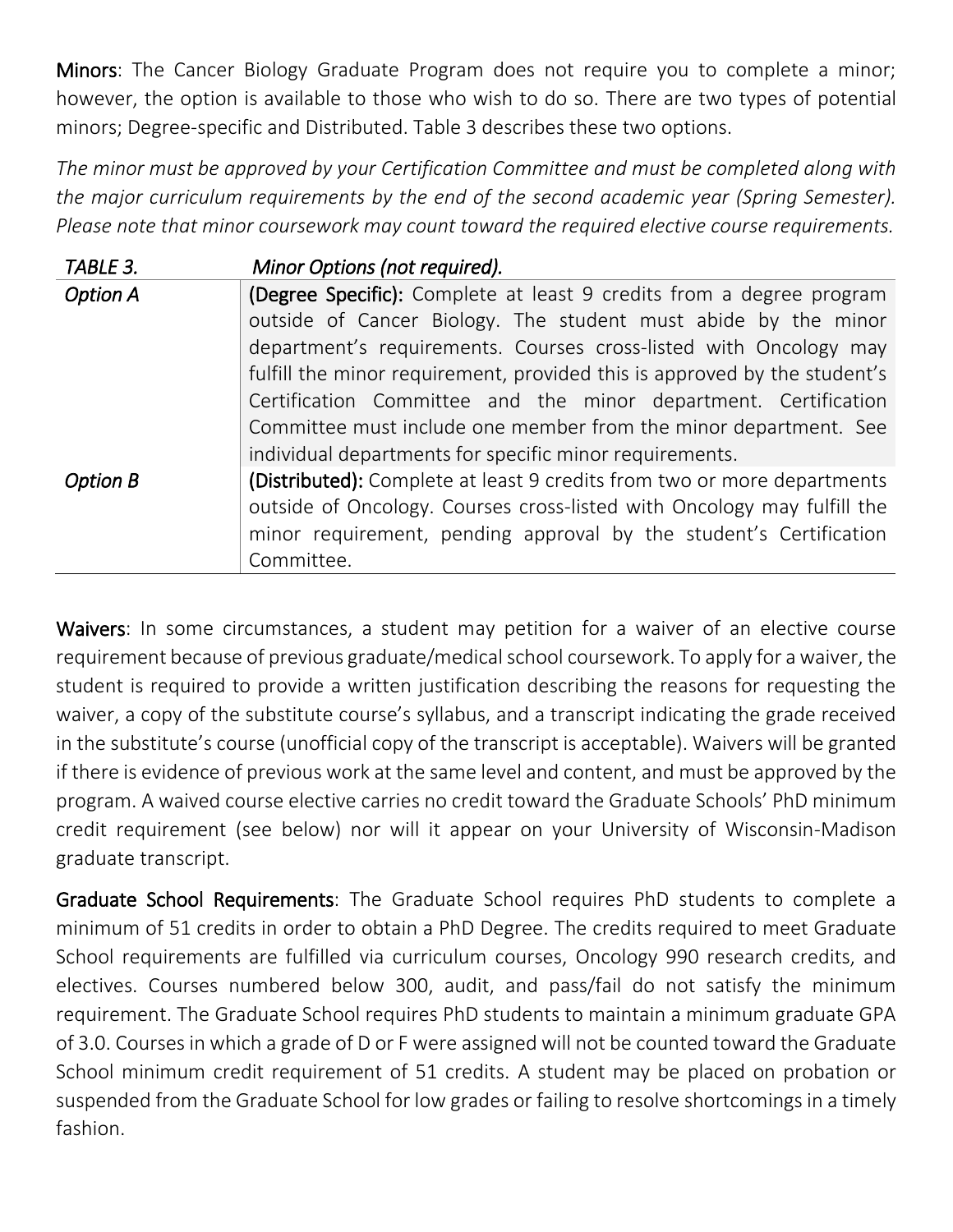**Minors**: The Cancer Biology Graduate Program does not require you to complete a minor; however, the option is available to those who wish to do so. There are two types of potential minors; Degree-specific and Distributed. Table 3 describes these two options.

*The minor must be approved by your Certification Committee and must be completed along with the major curriculum requirements by the end of the second academic year (Spring Semester). Please note that minor coursework may count toward the required elective course requirements.*

| *TABLE 3.* | *Minor Options (not required).* |
|---|---|
| *Option A* | **(Degree Specific):** Complete at least 9 credits from a degree program outside of Cancer Biology. The student must abide by the minor department's requirements. Courses cross-listed with Oncology may fulfill the minor requirement, provided this is approved by the student's Certification Committee and the minor department. Certification Committee must include one member from the minor department. See individual departments for specific minor requirements. |
| *Option B* | **(Distributed):** Complete at least 9 credits from two or more departments outside of Oncology. Courses cross-listed with Oncology may fulfill the minor requirement, pending approval by the student's Certification Committee. |

**Waivers**: In some circumstances, a student may petition for a waiver of an elective course requirement because of previous graduate/medical school coursework. To apply for a waiver, the student is required to provide a written justification describing the reasons for requesting the waiver, a copy of the substitute course's syllabus, and a transcript indicating the grade received in the substitute's course (unofficial copy of the transcript is acceptable). Waivers will be granted if there is evidence of previous work at the same level and content, and must be approved by the program. A waived course elective carries no credit toward the Graduate Schools' PhD minimum credit requirement (see below) nor will it appear on your University of Wisconsin-Madison graduate transcript.

**Graduate School Requirements**: The Graduate School requires PhD students to complete a minimum of 51 credits in order to obtain a PhD Degree. The credits required to meet Graduate School requirements are fulfilled via curriculum courses, Oncology 990 research credits, and electives. Courses numbered below 300, audit, and pass/fail do not satisfy the minimum requirement. The Graduate School requires PhD students to maintain a minimum graduate GPA of 3.0. Courses in which a grade of D or F were assigned will not be counted toward the Graduate School minimum credit requirement of 51 credits. A student may be placed on probation or suspended from the Graduate School for low grades or failing to resolve shortcomings in a timely fashion.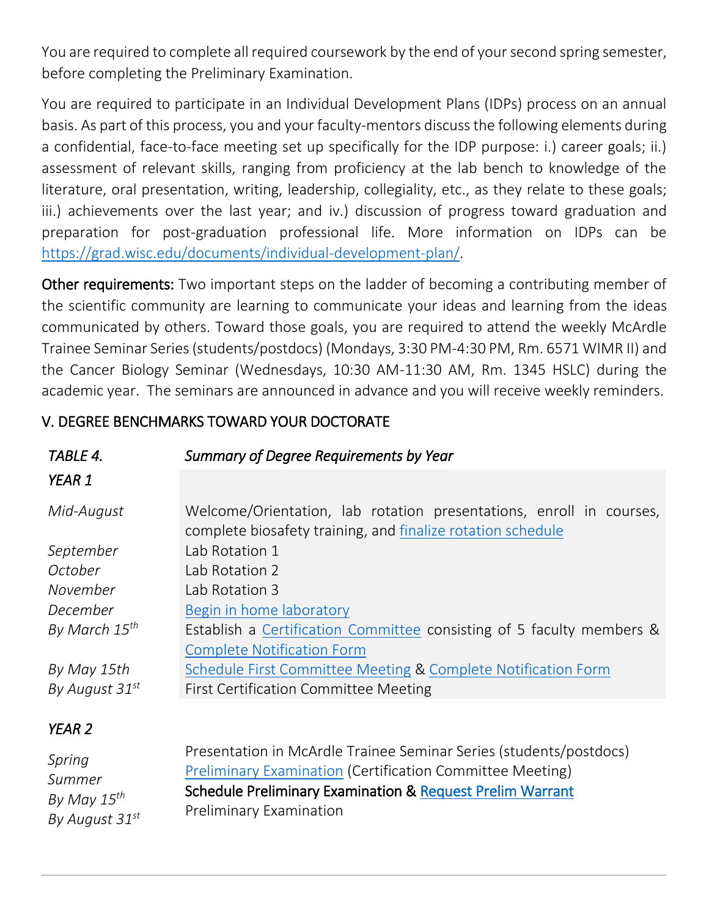You are required to complete all required coursework by the end of your second spring semester, before completing the Preliminary Examination.

You are required to participate in an Individual Development Plans (IDPs) process on an annual basis. As part of this process, you and your faculty-mentors discuss the following elements during a confidential, face-to-face meeting set up specifically for the IDP purpose: i.) career goals; ii.) assessment of relevant skills, ranging from proficiency at the lab bench to knowledge of the literature, oral presentation, writing, leadership, collegiality, etc., as they relate to these goals; iii.) achievements over the last year; and iv.) discussion of progress toward graduation and preparation for post-graduation professional life. More information on IDPs can be [https://grad.wisc.edu/documents/individual-development-plan/](https://grad.wisc.edu/documents/individual-development-plan/).

**Other requirements:** Two important steps on the ladder of becoming a contributing member of the scientific community are learning to communicate your ideas and learning from the ideas communicated by others. Toward those goals, you are required to attend the weekly McArdle Trainee Seminar Series (students/postdocs) (Mondays, 3:30 PM-4:30 PM, Rm. 6571 WIMR II) and the Cancer Biology Seminar (Wednesdays, 10:30 AM-11:30 AM, Rm. 1345 HSLC) during the academic year. The seminars are announced in advance and you will receive weekly reminders.

## V. DEGREE BENCHMARKS TOWARD YOUR DOCTORATE

| *TABLE 4.* | *Summary of Degree Requirements by Year* |
|---|---|
| ***YEAR 1*** | |
| *Mid-August* | Welcome/Orientation, lab rotation presentations, enroll in courses, complete biosafety training, and finalize rotation schedule |
| *September* | Lab Rotation 1 |
| *October* | Lab Rotation 2 |
| *November* | Lab Rotation 3 |
| *December* | Begin in home laboratory |
| *By March 15th* | Establish a Certification Committee consisting of 5 faculty members & Complete Notification Form |
| *By May 15th* | Schedule First Committee Meeting & Complete Notification Form |
| *By August 31st* | First Certification Committee Meeting |
| ***YEAR 2*** | |
| *Spring* | Presentation in McArdle Trainee Seminar Series (students/postdocs) |
| *Summer* | Preliminary Examination (Certification Committee Meeting) |
| *By May 15th* | Schedule Preliminary Examination & Request Prelim Warrant |
| *By August 31st* | Preliminary Examination |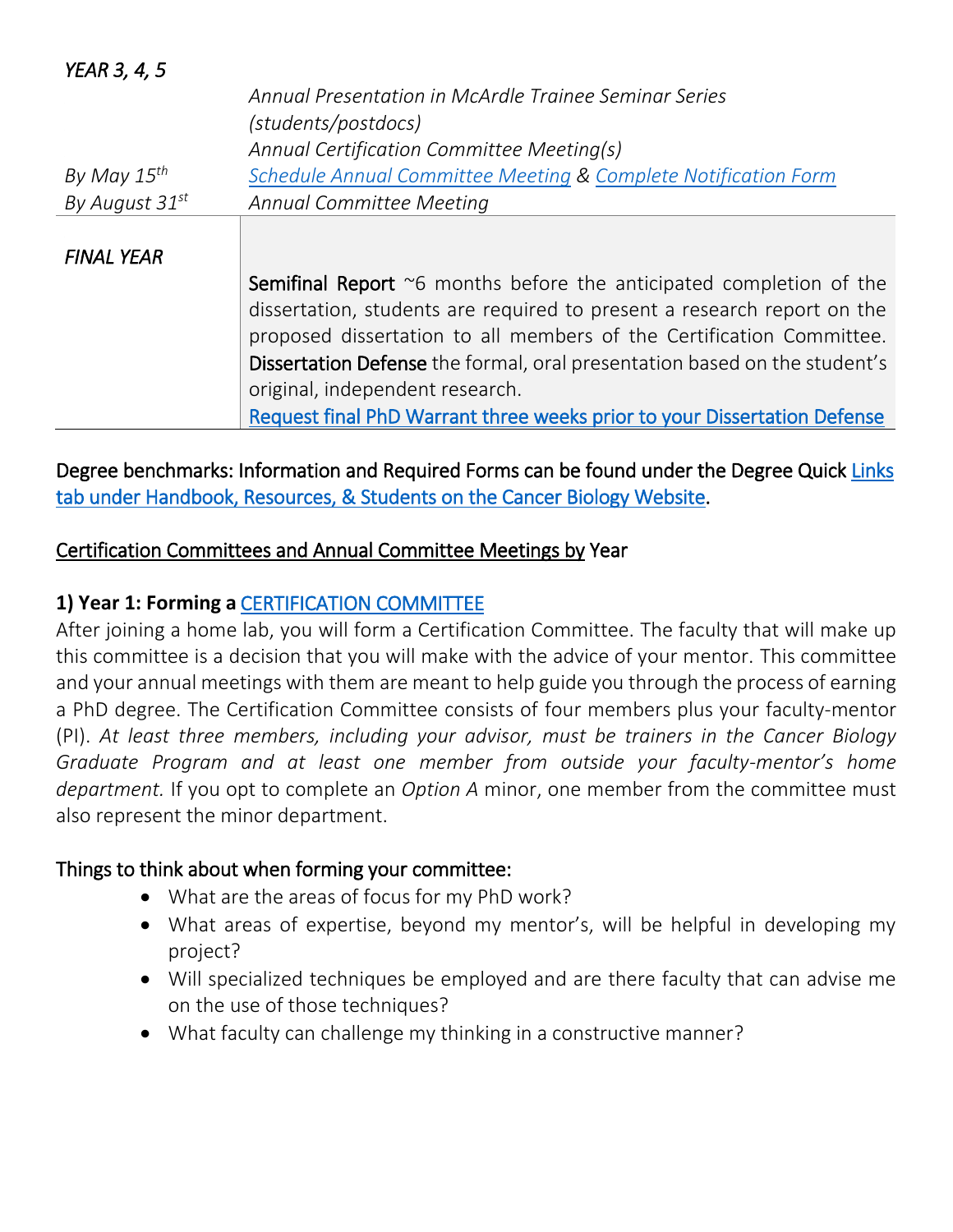| | |
|---|---|
| *YEAR 3, 4, 5* | *Annual Presentation in McArdle Trainee Seminar Series (students/postdocs)* |
| | *Annual Certification Committee Meeting(s)* |
| *By May 15th* | *Schedule Annual Committee Meeting & Complete Notification Form* |
| *By August 31st* | *Annual Committee Meeting* |
| *FINAL YEAR* | Semifinal Report ~6 months before the anticipated completion of the dissertation, students are required to present a research report on the proposed dissertation to all members of the Certification Committee. Dissertation Defense the formal, oral presentation based on the student's original, independent research. Request final PhD Warrant three weeks prior to your Dissertation Defense |

Degree benchmarks: Information and Required Forms can be found under the Degree Quick Links tab under Handbook, Resources, & Students on the Cancer Biology Website.

Certification Committees and Annual Committee Meetings by Year

**1) Year 1: Forming a CERTIFICATION COMMITTEE**

After joining a home lab, you will form a Certification Committee. The faculty that will make up this committee is a decision that you will make with the advice of your mentor. This committee and your annual meetings with them are meant to help guide you through the process of earning a PhD degree. The Certification Committee consists of four members plus your faculty-mentor (PI). *At least three members, including your advisor, must be trainers in the Cancer Biology Graduate Program and at least one member from outside your faculty-mentor's home department.* If you opt to complete an *Option A* minor, one member from the committee must also represent the minor department.

Things to think about when forming your committee:

- What are the areas of focus for my PhD work?
- What areas of expertise, beyond my mentor's, will be helpful in developing my project?
- Will specialized techniques be employed and are there faculty that can advise me on the use of those techniques?
- What faculty can challenge my thinking in a constructive manner?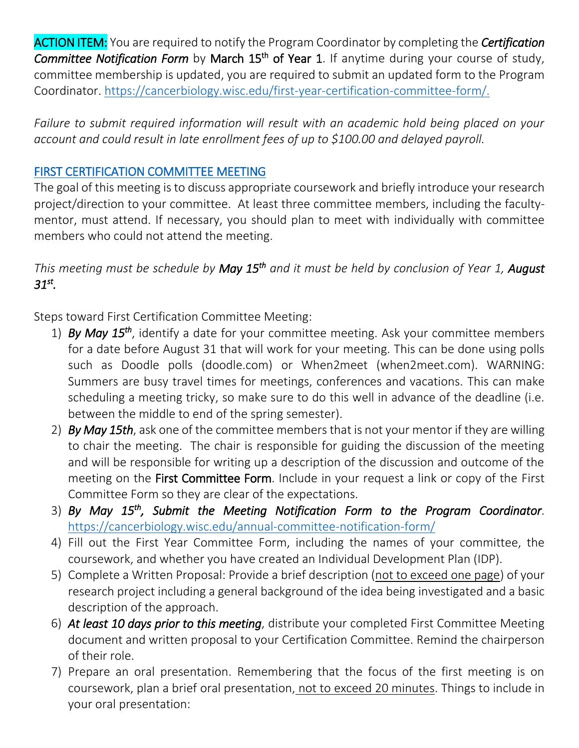**ACTION ITEM:** You are required to notify the Program Coordinator by completing the ***Certification Committee Notification Form*** by **March 15th of Year 1**. If anytime during your course of study, committee membership is updated, you are required to submit an updated form to the Program Coordinator. https://cancerbiology.wisc.edu/first-year-certification-committee-form/.

*Failure to submit required information will result with an academic hold being placed on your account and could result in late enrollment fees of up to $100.00 and delayed payroll.*

## FIRST CERTIFICATION COMMITTEE MEETING

The goal of this meeting is to discuss appropriate coursework and briefly introduce your research project/direction to your committee. At least three committee members, including the faculty-mentor, must attend. If necessary, you should plan to meet with individually with committee members who could not attend the meeting.

*This meeting must be schedule by **May 15th** and it must be held by conclusion of Year 1, **August 31st**.*

Steps toward First Certification Committee Meeting:

1) ***By May 15th***, identify a date for your committee meeting. Ask your committee members for a date before August 31 that will work for your meeting. This can be done using polls such as Doodle polls (doodle.com) or When2meet (when2meet.com). WARNING: Summers are busy travel times for meetings, conferences and vacations. This can make scheduling a meeting tricky, so make sure to do this well in advance of the deadline (i.e. between the middle to end of the spring semester).
2) ***By May 15th***, ask one of the committee members that is not your mentor if they are willing to chair the meeting. The chair is responsible for guiding the discussion of the meeting and will be responsible for writing up a description of the discussion and outcome of the meeting on the **First Committee Form**. Include in your request a link or copy of the First Committee Form so they are clear of the expectations.
3) ***By May 15th, Submit the Meeting Notification Form to the Program Coordinator***. https://cancerbiology.wisc.edu/annual-committee-notification-form/
4) Fill out the First Year Committee Form, including the names of your committee, the coursework, and whether you have created an Individual Development Plan (IDP).
5) Complete a Written Proposal: Provide a brief description (not to exceed one page) of your research project including a general background of the idea being investigated and a basic description of the approach.
6) ***At least 10 days prior to this meeting***, distribute your completed First Committee Meeting document and written proposal to your Certification Committee. Remind the chairperson of their role.
7) Prepare an oral presentation. Remembering that the focus of the first meeting is on coursework, plan a brief oral presentation, not to exceed 20 minutes. Things to include in your oral presentation: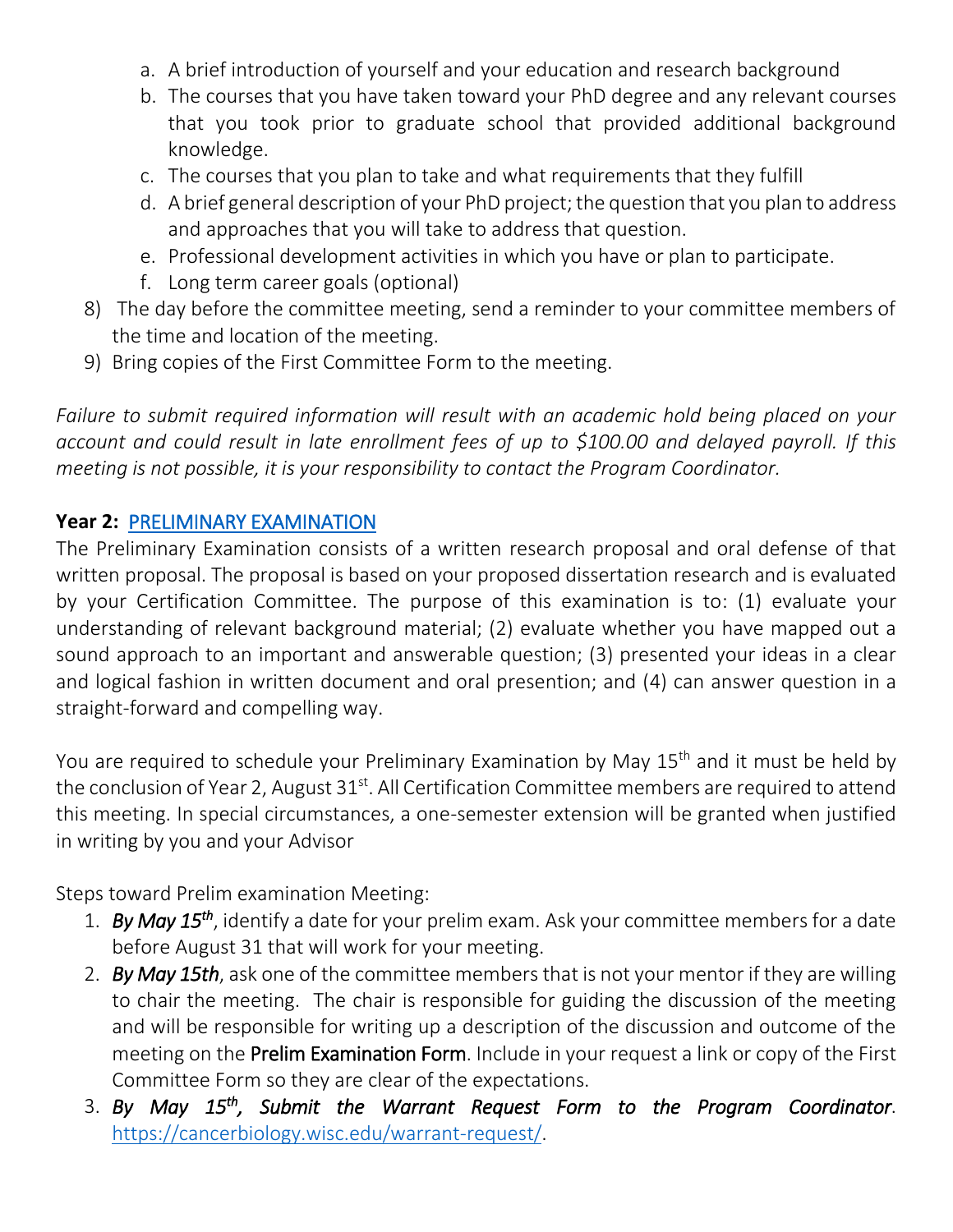a. A brief introduction of yourself and your education and research background
   b. The courses that you have taken toward your PhD degree and any relevant courses that you took prior to graduate school that provided additional background knowledge.
   c. The courses that you plan to take and what requirements that they fulfill
   d. A brief general description of your PhD project; the question that you plan to address and approaches that you will take to address that question.
   e. Professional development activities in which you have or plan to participate.
   f. Long term career goals (optional)
8) The day before the committee meeting, send a reminder to your committee members of the time and location of the meeting.
9) Bring copies of the First Committee Form to the meeting.

*Failure to submit required information will result with an academic hold being placed on your account and could result in late enrollment fees of up to $100.00 and delayed payroll. If this meeting is not possible, it is your responsibility to contact the Program Coordinator.*

**Year 2:** [PRELIMINARY EXAMINATION]

The Preliminary Examination consists of a written research proposal and oral defense of that written proposal. The proposal is based on your proposed dissertation research and is evaluated by your Certification Committee. The purpose of this examination is to: (1) evaluate your understanding of relevant background material; (2) evaluate whether you have mapped out a sound approach to an important and answerable question; (3) presented your ideas in a clear and logical fashion in written document and oral presention; and (4) can answer question in a straight-forward and compelling way.

You are required to schedule your Preliminary Examination by May 15th and it must be held by the conclusion of Year 2, August 31st. All Certification Committee members are required to attend this meeting. In special circumstances, a one-semester extension will be granted when justified in writing by you and your Advisor

Steps toward Prelim examination Meeting:

1. ***By May 15th***, identify a date for your prelim exam. Ask your committee members for a date before August 31 that will work for your meeting.
2. ***By May 15th***, ask one of the committee members that is not your mentor if they are willing to chair the meeting. The chair is responsible for guiding the discussion of the meeting and will be responsible for writing up a description of the discussion and outcome of the meeting on the **Prelim Examination Form**. Include in your request a link or copy of the First Committee Form so they are clear of the expectations.
3. ***By May 15th, Submit the Warrant Request Form to the Program Coordinator***. https://cancerbiology.wisc.edu/warrant-request/.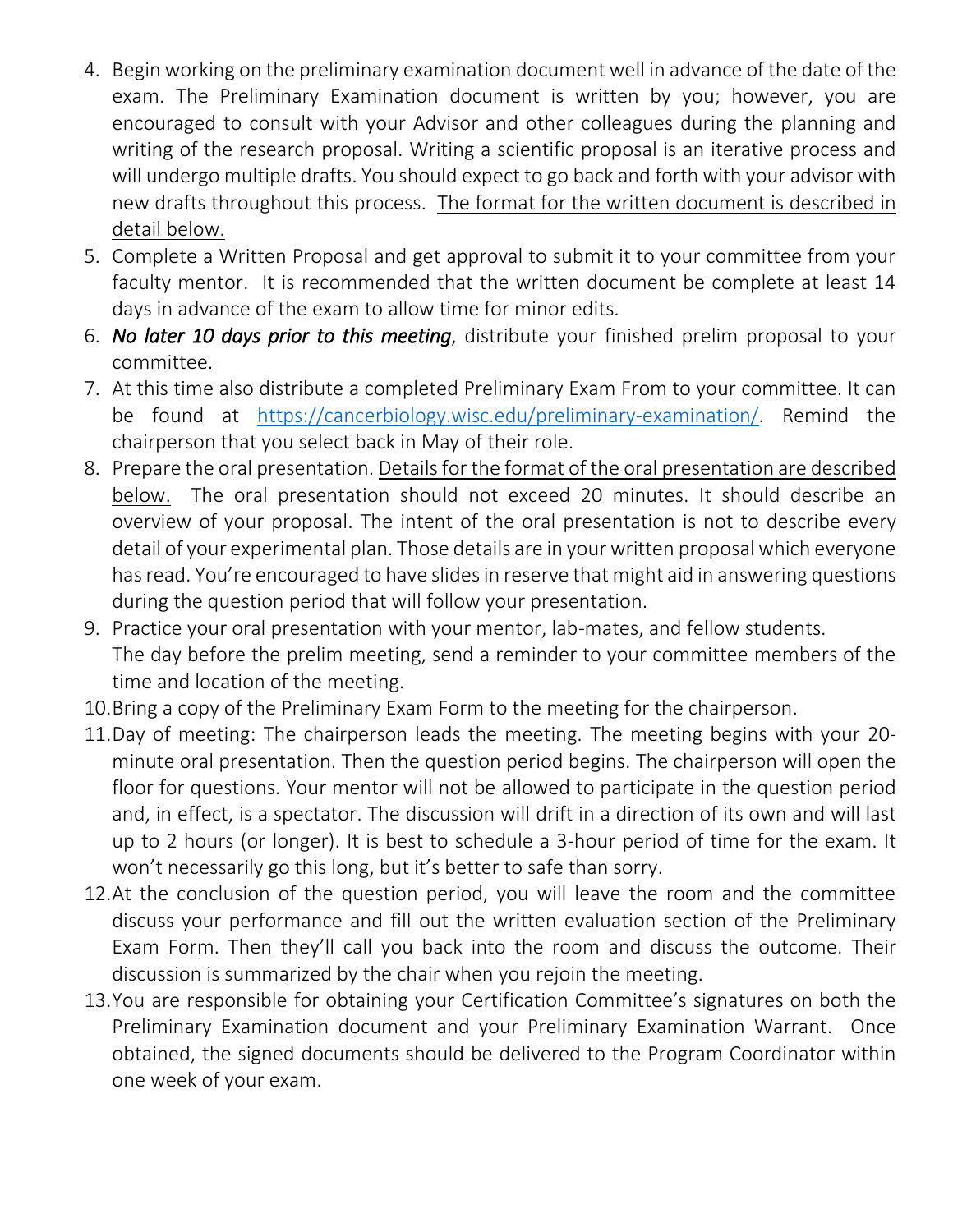4. Begin working on the preliminary examination document well in advance of the date of the exam. The Preliminary Examination document is written by you; however, you are encouraged to consult with your Advisor and other colleagues during the planning and writing of the research proposal. Writing a scientific proposal is an iterative process and will undergo multiple drafts. You should expect to go back and forth with your advisor with new drafts throughout this process. <u>The format for the written document is described in detail below.</u>
5. Complete a Written Proposal and get approval to submit it to your committee from your faculty mentor. It is recommended that the written document be complete at least 14 days in advance of the exam to allow time for minor edits.
6. ***No later 10 days prior to this meeting***, distribute your finished prelim proposal to your committee.
7. At this time also distribute a completed Preliminary Exam From to your committee. It can be found at https://cancerbiology.wisc.edu/preliminary-examination/. Remind the chairperson that you select back in May of their role.
8. Prepare the oral presentation. <u>Details for the format of the oral presentation are described below.</u> The oral presentation should not exceed 20 minutes. It should describe an overview of your proposal. The intent of the oral presentation is not to describe every detail of your experimental plan. Those details are in your written proposal which everyone has read. You're encouraged to have slides in reserve that might aid in answering questions during the question period that will follow your presentation.
9. Practice your oral presentation with your mentor, lab-mates, and fellow students.
   The day before the prelim meeting, send a reminder to your committee members of the time and location of the meeting.
10. Bring a copy of the Preliminary Exam Form to the meeting for the chairperson.
11. Day of meeting: The chairperson leads the meeting. The meeting begins with your 20-minute oral presentation. Then the question period begins. The chairperson will open the floor for questions. Your mentor will not be allowed to participate in the question period and, in effect, is a spectator. The discussion will drift in a direction of its own and will last up to 2 hours (or longer). It is best to schedule a 3-hour period of time for the exam. It won't necessarily go this long, but it's better to safe than sorry.
12. At the conclusion of the question period, you will leave the room and the committee discuss your performance and fill out the written evaluation section of the Preliminary Exam Form. Then they'll call you back into the room and discuss the outcome. Their discussion is summarized by the chair when you rejoin the meeting.
13. You are responsible for obtaining your Certification Committee's signatures on both the Preliminary Examination document and your Preliminary Examination Warrant. Once obtained, the signed documents should be delivered to the Program Coordinator within one week of your exam.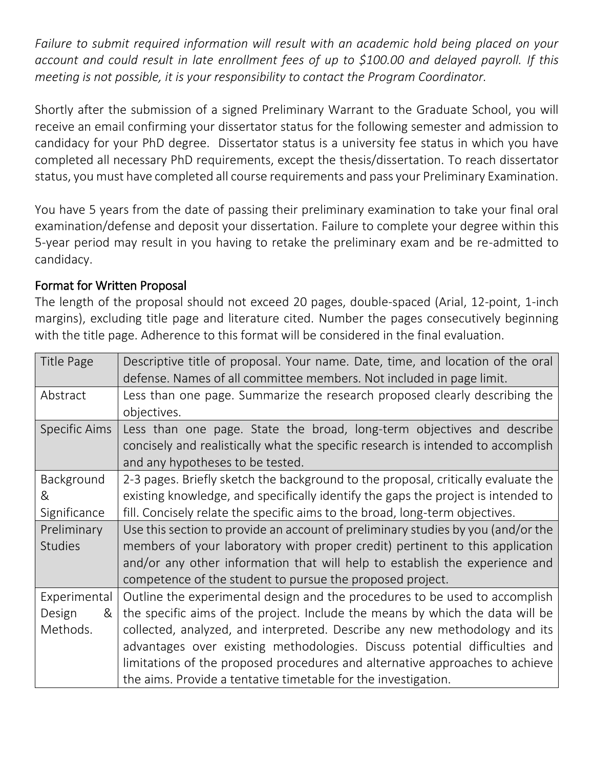*Failure to submit required information will result with an academic hold being placed on your account and could result in late enrollment fees of up to $100.00 and delayed payroll. If this meeting is not possible, it is your responsibility to contact the Program Coordinator.*

Shortly after the submission of a signed Preliminary Warrant to the Graduate School, you will receive an email confirming your dissertator status for the following semester and admission to candidacy for your PhD degree. Dissertator status is a university fee status in which you have completed all necessary PhD requirements, except the thesis/dissertation. To reach dissertator status, you must have completed all course requirements and pass your Preliminary Examination.

You have 5 years from the date of passing their preliminary examination to take your final oral examination/defense and deposit your dissertation. Failure to complete your degree within this 5-year period may result in you having to retake the preliminary exam and be re-admitted to candidacy.

## Format for Written Proposal

The length of the proposal should not exceed 20 pages, double-spaced (Arial, 12-point, 1-inch margins), excluding title page and literature cited. Number the pages consecutively beginning with the title page. Adherence to this format will be considered in the final evaluation.

| Section | Description |
|---|---|
| Title Page | Descriptive title of proposal. Your name. Date, time, and location of the oral defense. Names of all committee members. Not included in page limit. |
| Abstract | Less than one page. Summarize the research proposed clearly describing the objectives. |
| Specific Aims | Less than one page. State the broad, long-term objectives and describe concisely and realistically what the specific research is intended to accomplish and any hypotheses to be tested. |
| Background & Significance | 2-3 pages. Briefly sketch the background to the proposal, critically evaluate the existing knowledge, and specifically identify the gaps the project is intended to fill. Concisely relate the specific aims to the broad, long-term objectives. |
| Preliminary Studies | Use this section to provide an account of preliminary studies by you (and/or the members of your laboratory with proper credit) pertinent to this application and/or any other information that will help to establish the experience and competence of the student to pursue the proposed project. |
| Experimental Design & Methods. | Outline the experimental design and the procedures to be used to accomplish the specific aims of the project. Include the means by which the data will be collected, analyzed, and interpreted. Describe any new methodology and its advantages over existing methodologies. Discuss potential difficulties and limitations of the proposed procedures and alternative approaches to achieve the aims. Provide a tentative timetable for the investigation. |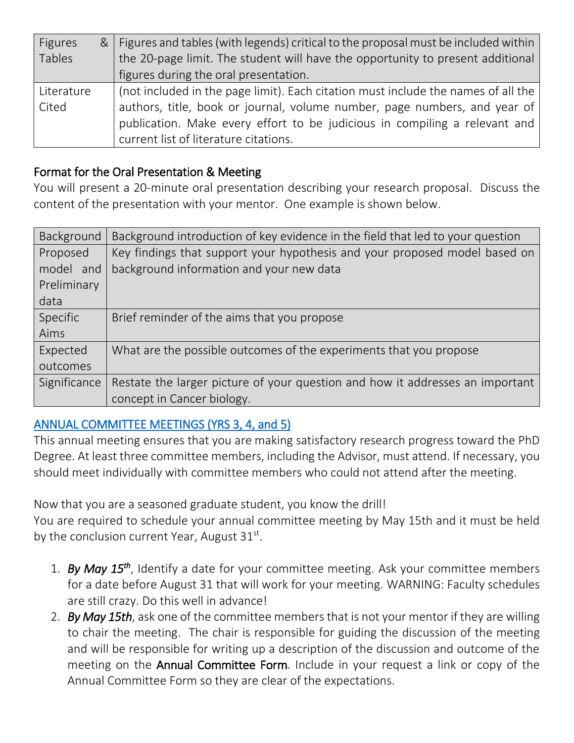| | |
|---|---|
| Figures & Tables | Figures and tables (with legends) critical to the proposal must be included within the 20-page limit. The student will have the opportunity to present additional figures during the oral presentation. |
| Literature Cited | (not included in the page limit). Each citation must include the names of all the authors, title, book or journal, volume number, page numbers, and year of publication. Make every effort to be judicious in compiling a relevant and current list of literature citations. |

### Format for the Oral Presentation & Meeting

You will present a 20-minute oral presentation describing your research proposal. Discuss the content of the presentation with your mentor. One example is shown below.

| | |
|---|---|
| Background | Background introduction of key evidence in the field that led to your question |
| Proposed model and Preliminary data | Key findings that support your hypothesis and your proposed model based on background information and your new data |
| Specific Aims | Brief reminder of the aims that you propose |
| Expected outcomes | What are the possible outcomes of the experiments that you propose |
| Significance | Restate the larger picture of your question and how it addresses an important concept in Cancer biology. |

## ANNUAL COMMITTEE MEETINGS (YRS 3, 4, and 5)

This annual meeting ensures that you are making satisfactory research progress toward the PhD Degree. At least three committee members, including the Advisor, must attend. If necessary, you should meet individually with committee members who could not attend after the meeting.

Now that you are a seasoned graduate student, you know the drill!
You are required to schedule your annual committee meeting by May 15th and it must be held by the conclusion current Year, August 31st.

1. ***By May 15th***, Identify a date for your committee meeting. Ask your committee members for a date before August 31 that will work for your meeting. WARNING: Faculty schedules are still crazy. Do this well in advance!
2. ***By May 15th***, ask one of the committee members that is not your mentor if they are willing to chair the meeting. The chair is responsible for guiding the discussion of the meeting and will be responsible for writing up a description of the discussion and outcome of the meeting on the Annual Committee Form. Include in your request a link or copy of the Annual Committee Form so they are clear of the expectations.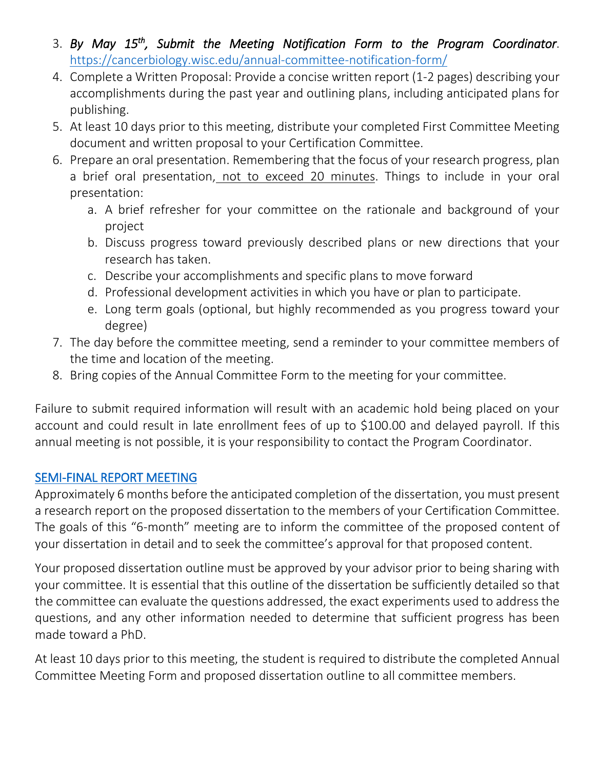3. ***By May 15th, Submit the Meeting Notification Form to the Program Coordinator***. https://cancerbiology.wisc.edu/annual-committee-notification-form/
4. Complete a Written Proposal: Provide a concise written report (1-2 pages) describing your accomplishments during the past year and outlining plans, including anticipated plans for publishing.
5. At least 10 days prior to this meeting, distribute your completed First Committee Meeting document and written proposal to your Certification Committee.
6. Prepare an oral presentation. Remembering that the focus of your research progress, plan a brief oral presentation, not to exceed 20 minutes. Things to include in your oral presentation:
   a. A brief refresher for your committee on the rationale and background of your project
   b. Discuss progress toward previously described plans or new directions that your research has taken.
   c. Describe your accomplishments and specific plans to move forward
   d. Professional development activities in which you have or plan to participate.
   e. Long term goals (optional, but highly recommended as you progress toward your degree)
7. The day before the committee meeting, send a reminder to your committee members of the time and location of the meeting.
8. Bring copies of the Annual Committee Form to the meeting for your committee.

Failure to submit required information will result with an academic hold being placed on your account and could result in late enrollment fees of up to $100.00 and delayed payroll. If this annual meeting is not possible, it is your responsibility to contact the Program Coordinator.

## SEMI-FINAL REPORT MEETING

Approximately 6 months before the anticipated completion of the dissertation, you must present a research report on the proposed dissertation to the members of your Certification Committee. The goals of this "6-month" meeting are to inform the committee of the proposed content of your dissertation in detail and to seek the committee's approval for that proposed content.

Your proposed dissertation outline must be approved by your advisor prior to being sharing with your committee. It is essential that this outline of the dissertation be sufficiently detailed so that the committee can evaluate the questions addressed, the exact experiments used to address the questions, and any other information needed to determine that sufficient progress has been made toward a PhD.

At least 10 days prior to this meeting, the student is required to distribute the completed Annual Committee Meeting Form and proposed dissertation outline to all committee members.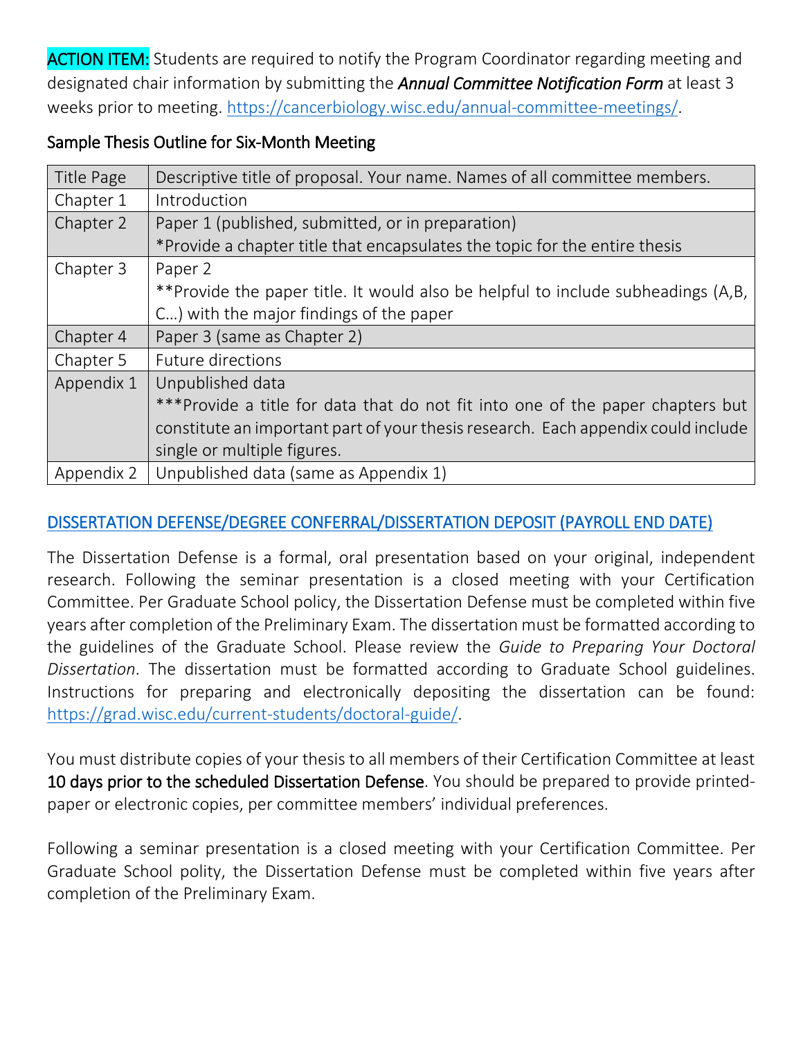**ACTION ITEM:** Students are required to notify the Program Coordinator regarding meeting and designated chair information by submitting the ***Annual Committee Notification Form*** at least 3 weeks prior to meeting. https://cancerbiology.wisc.edu/annual-committee-meetings/.

### Sample Thesis Outline for Six-Month Meeting

| Title Page | Descriptive title of proposal. Your name. Names of all committee members. |
|---|---|
| Chapter 1 | Introduction |
| Chapter 2 | Paper 1 (published, submitted, or in preparation)<br>*Provide a chapter title that encapsulates the topic for the entire thesis |
| Chapter 3 | Paper 2<br>**Provide the paper title. It would also be helpful to include subheadings (A,B, C…) with the major findings of the paper |
| Chapter 4 | Paper 3 (same as Chapter 2) |
| Chapter 5 | Future directions |
| Appendix 1 | Unpublished data<br>***Provide a title for data that do not fit into one of the paper chapters but constitute an important part of your thesis research. Each appendix could include single or multiple figures. |
| Appendix 2 | Unpublished data (same as Appendix 1) |

## DISSERTATION DEFENSE/DEGREE CONFERRAL/DISSERTATION DEPOSIT (PAYROLL END DATE)

The Dissertation Defense is a formal, oral presentation based on your original, independent research. Following the seminar presentation is a closed meeting with your Certification Committee. Per Graduate School policy, the Dissertation Defense must be completed within five years after completion of the Preliminary Exam. The dissertation must be formatted according to the guidelines of the Graduate School. Please review the *Guide to Preparing Your Doctoral Dissertation*. The dissertation must be formatted according to Graduate School guidelines. Instructions for preparing and electronically depositing the dissertation can be found: https://grad.wisc.edu/current-students/doctoral-guide/.

You must distribute copies of your thesis to all members of their Certification Committee at least **10 days prior to the scheduled Dissertation Defense**. You should be prepared to provide printed-paper or electronic copies, per committee members' individual preferences.

Following a seminar presentation is a closed meeting with your Certification Committee. Per Graduate School polity, the Dissertation Defense must be completed within five years after completion of the Preliminary Exam.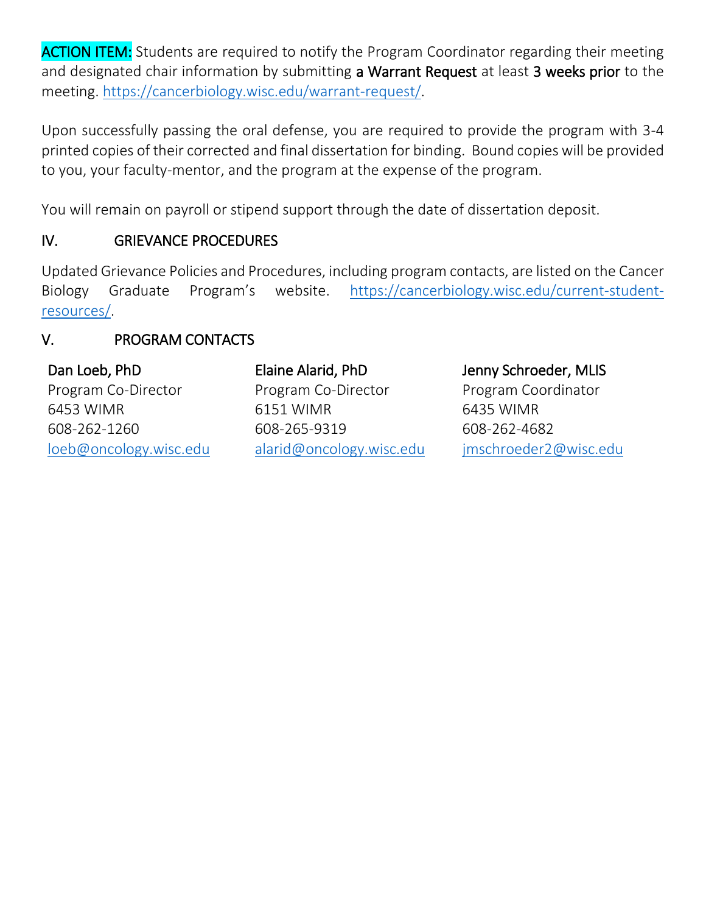**ACTION ITEM:** Students are required to notify the Program Coordinator regarding their meeting and designated chair information by submitting **a Warrant Request** at least **3 weeks prior** to the meeting. https://cancerbiology.wisc.edu/warrant-request/.

Upon successfully passing the oral defense, you are required to provide the program with 3-4 printed copies of their corrected and final dissertation for binding. Bound copies will be provided to you, your faculty-mentor, and the program at the expense of the program.

You will remain on payroll or stipend support through the date of dissertation deposit.

## IV. GRIEVANCE PROCEDURES

Updated Grievance Policies and Procedures, including program contacts, are listed on the Cancer Biology Graduate Program's website. https://cancerbiology.wisc.edu/current-student-resources/.

## V. PROGRAM CONTACTS

**Dan Loeb, PhD**
Program Co-Director
6453 WIMR
608-262-1260
loeb@oncology.wisc.edu

**Elaine Alarid, PhD**
Program Co-Director
6151 WIMR
608-265-9319
alarid@oncology.wisc.edu

**Jenny Schroeder, MLIS**
Program Coordinator
6435 WIMR
608-262-4682
jmschroeder2@wisc.edu